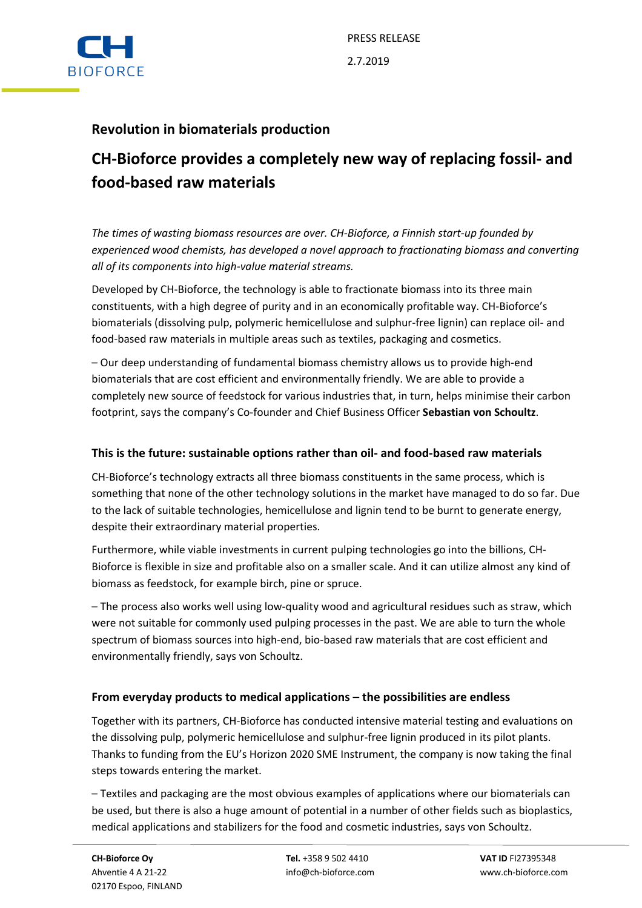PRESS RELEASE

2.7.2019

## Revolution in biomaterials production

# CH-Bioforce provides a completely new way of replacing fossil- and food-based raw materials

*The times of wasting biomass resources are over. CH-Bioforce, a Finnish start-up founded by experienced wood chemists, has developed a novel approach to fractionating biomass and converting all of its components into high-value material streams.*

Developed by CH-Bioforce, the technology is able to fractionate biomass into its three main constituents, with a high degree of purity and in an economically profitable way. CH-Bioforce's biomaterials (dissolving pulp, polymeric hemicellulose and sulphur-free lignin) can replace oil- and food-based raw materials in multiple areas such as textiles, packaging and cosmetics.

– Our deep understanding of fundamental biomass chemistry allows us to provide high-end biomaterials that are cost efficient and environmentally friendly. We are able to provide a completely new source of feedstock for various industries that, in turn, helps minimise their carbon footprint, says the company's Co-founder and Chief Business Officer **Sebastian von Schoultz**.

### This is the future: sustainable options rather than oil- and food-based raw materials

CH-Bioforce's technology extracts all three biomass constituents in the same process, which is something that none of the other technology solutions in the market have managed to do so far. Due to the lack of suitable technologies, hemicellulose and lignin tend to be burnt to generate energy, despite their extraordinary material properties.

Furthermore, while viable investments in current pulping technologies go into the billions, CH-Bioforce is flexible in size and profitable also on a smaller scale. And it can utilize almost any kind of biomass as feedstock, for example birch, pine or spruce.

– The process also works well using low-quality wood and agricultural residues such as straw, which were not suitable for commonly used pulping processes in the past. We are able to turn the whole spectrum of biomass sources into high-end, bio-based raw materials that are cost efficient and environmentally friendly, says von Schoultz.

### From everyday products to medical applications – the possibilities are endless

Together with its partners, CH-Bioforce has conducted intensive material testing and evaluations on the dissolving pulp, polymeric hemicellulose and sulphur-free lignin produced in its pilot plants. Thanks to funding from the EU's Horizon 2020 SME Instrument, the company is now taking the final steps towards entering the market.

– Textiles and packaging are the most obvious examples of applications where our biomaterials can be used, but there is also a huge amount of potential in a number of other fields such as bioplastics, medical applications and stabilizers for the food and cosmetic industries, says von Schoultz.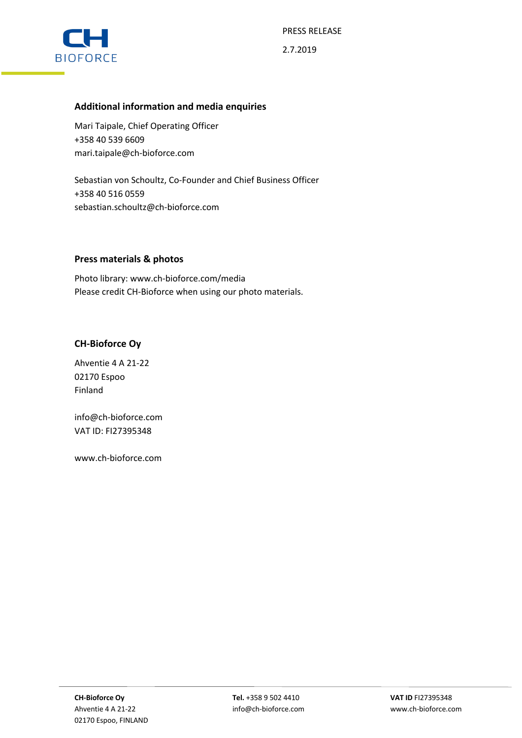## Additional information and media enquiries

Mari Taipale, Chief Operating Officer
+358 40 539 6609
mari.taipale@ch-bioforce.com

Sebastian von Schoultz, Co-Founder and Chief Business Officer
+358 40 516 0559
sebastian.schoultz@ch-bioforce.com

## Press materials & photos

Photo library: www.ch-bioforce.com/media
Please credit CH-Bioforce when using our photo materials.

## CH-Bioforce Oy

Ahventie 4 A 21-22
02170 Espoo
Finland

info@ch-bioforce.com
VAT ID: FI27395348

www.ch-bioforce.com